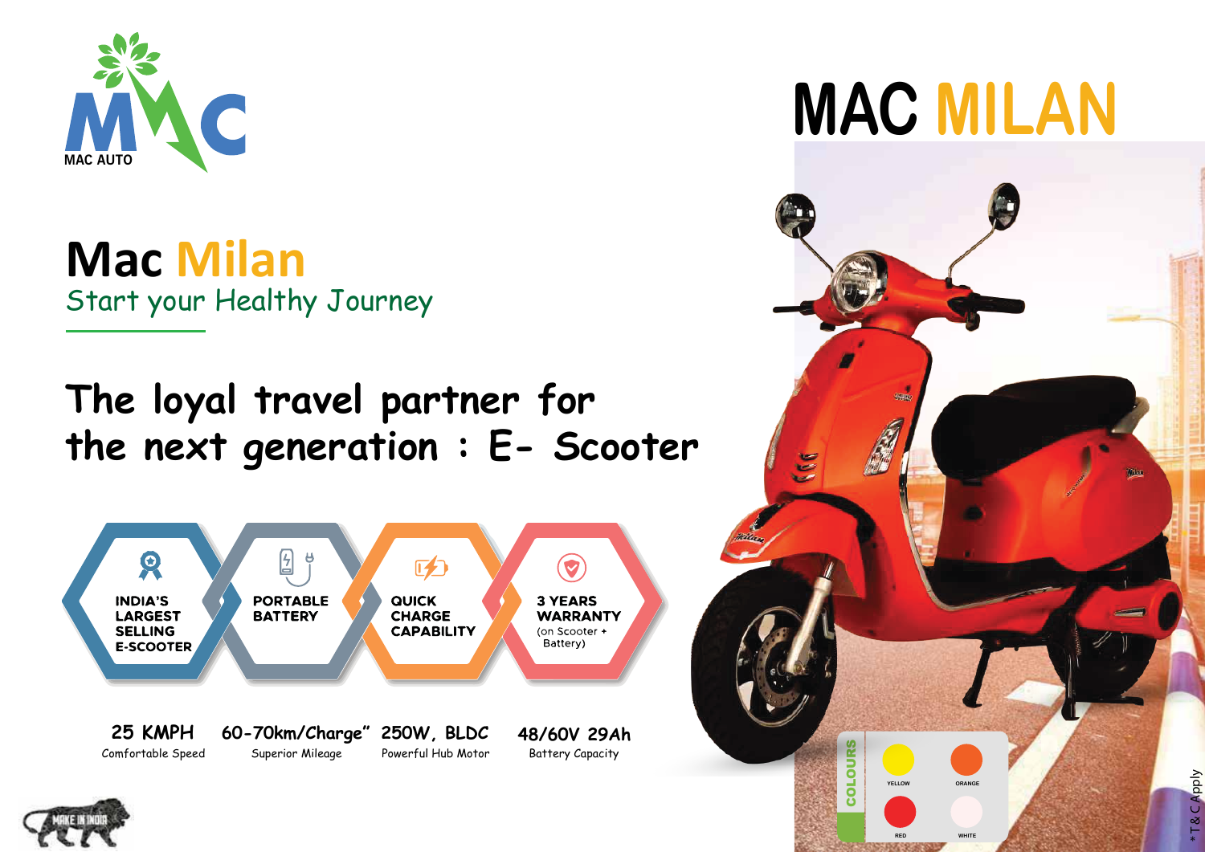MAC AUTO

# MAC MILAN

## Mac Milan

Start your Healthy Journey

## The loyal travel partner for the next generation : E- Scooter

- **INDIA'S LARGEST SELLING E-SCOOTER**
- **PORTABLE BATTERY**
- **QUICK CHARGE CAPABILITY**
- **3 YEARS WARRANTY** (on Scooter + Battery)

| 25 KMPH | 60-70km/Charge" | 250W, BLDC | 48/60V 29Ah |
|---|---|---|---|
| Comfortable Speed | Superior Mileage | Powerful Hub Motor | Battery Capacity |

**COLOURS**

- YELLOW
- ORANGE
- RED
- WHITE

MAKE IN INDIA

* T&C Apply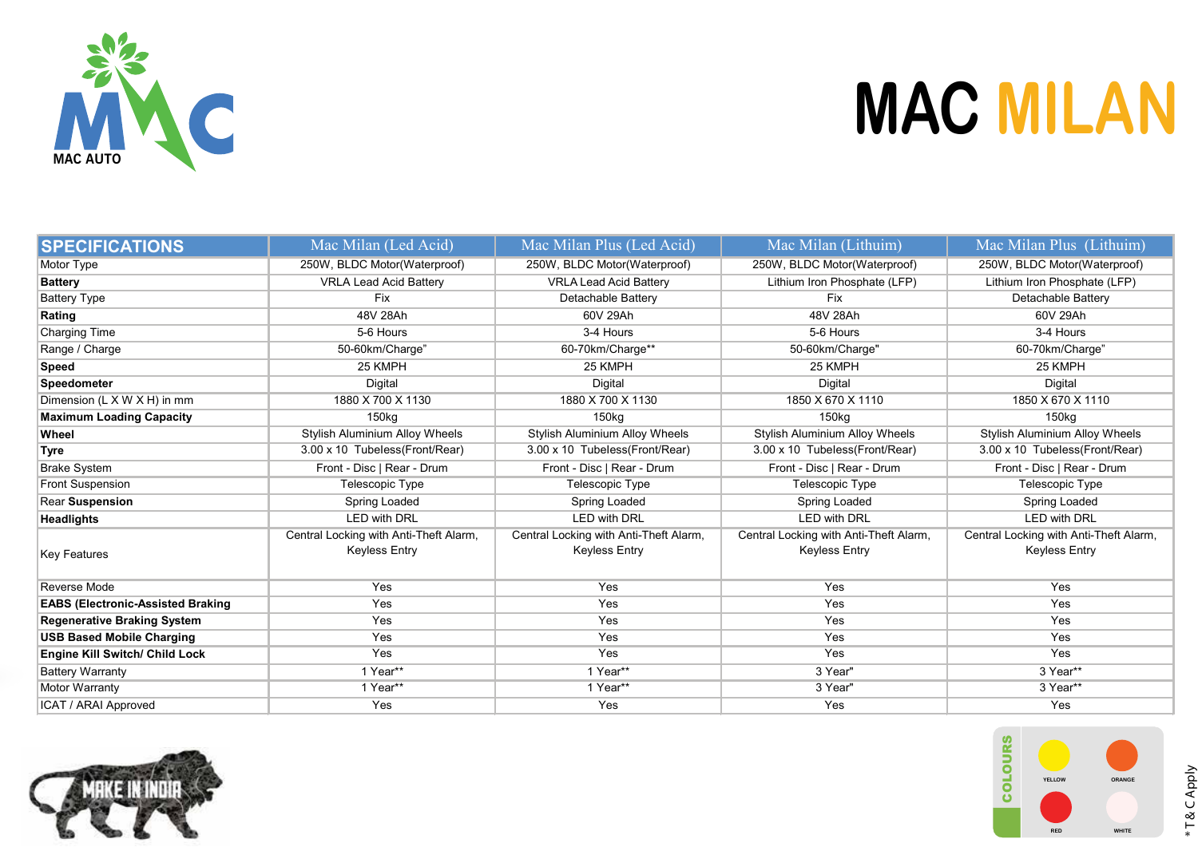MAC AUTO

# MAC MILAN

| SPECIFICATIONS | Mac Milan (Led Acid) | Mac Milan Plus (Led Acid) | Mac Milan (Lithuim) | Mac Milan Plus (Lithuim) |
|---|---|---|---|---|
| Motor Type | 250W, BLDC Motor(Waterproof) | 250W, BLDC Motor(Waterproof) | 250W, BLDC Motor(Waterproof) | 250W, BLDC Motor(Waterproof) |
| **Battery** | VRLA Lead Acid Battery | VRLA Lead Acid Battery | Lithium Iron Phosphate (LFP) | Lithium Iron Phosphate (LFP) |
| Battery Type | Fix | Detachable Battery | Fix | Detachable Battery |
| **Rating** | 48V 28Ah | 60V 29Ah | 48V 28Ah | 60V 29Ah |
| Charging Time | 5-6 Hours | 3-4 Hours | 5-6 Hours | 3-4 Hours |
| Range / Charge | 50-60km/Charge" | 60-70km/Charge** | 50-60km/Charge" | 60-70km/Charge" |
| **Speed** | 25 KMPH | 25 KMPH | 25 KMPH | 25 KMPH |
| **Speedometer** | Digital | Digital | Digital | Digital |
| Dimension (L X W X H) in mm | 1880 X 700 X 1130 | 1880 X 700 X 1130 | 1850 X 670 X 1110 | 1850 X 670 X 1110 |
| **Maximum Loading Capacity** | 150kg | 150kg | 150kg | 150kg |
| **Wheel** | Stylish Aluminium Alloy Wheels | Stylish Aluminium Alloy Wheels | Stylish Aluminium Alloy Wheels | Stylish Aluminium Alloy Wheels |
| **Tyre** | 3.00 x 10 Tubeless(Front/Rear) | 3.00 x 10 Tubeless(Front/Rear) | 3.00 x 10 Tubeless(Front/Rear) | 3.00 x 10 Tubeless(Front/Rear) |
| Brake System | Front - Disc \| Rear - Drum | Front - Disc \| Rear - Drum | Front - Disc \| Rear - Drum | Front - Disc \| Rear - Drum |
| Front Suspension | Telescopic Type | Telescopic Type | Telescopic Type | Telescopic Type |
| Rear **Suspension** | Spring Loaded | Spring Loaded | Spring Loaded | Spring Loaded |
| **Headlights** | LED with DRL | LED with DRL | LED with DRL | LED with DRL |
| Key Features | Central Locking with Anti-Theft Alarm, Keyless Entry | Central Locking with Anti-Theft Alarm, Keyless Entry | Central Locking with Anti-Theft Alarm, Keyless Entry | Central Locking with Anti-Theft Alarm, Keyless Entry |
| Reverse Mode | Yes | Yes | Yes | Yes |
| **EABS (Electronic-Assisted Braking** | Yes | Yes | Yes | Yes |
| **Regenerative Braking System** | Yes | Yes | Yes | Yes |
| **USB Based Mobile Charging** | Yes | Yes | Yes | Yes |
| **Engine Kill Switch/ Child Lock** | Yes | Yes | Yes | Yes |
| Battery Warranty | 1 Year** | 1 Year** | 3 Year" | 3 Year** |
| Motor Warranty | 1 Year** | 1 Year** | 3 Year" | 3 Year** |
| ICAT / ARAI Approved | Yes | Yes | Yes | Yes |

MAKE IN INDIA

COLOURS

YELLOW ORANGE

RED WHITE

* T&C Apply